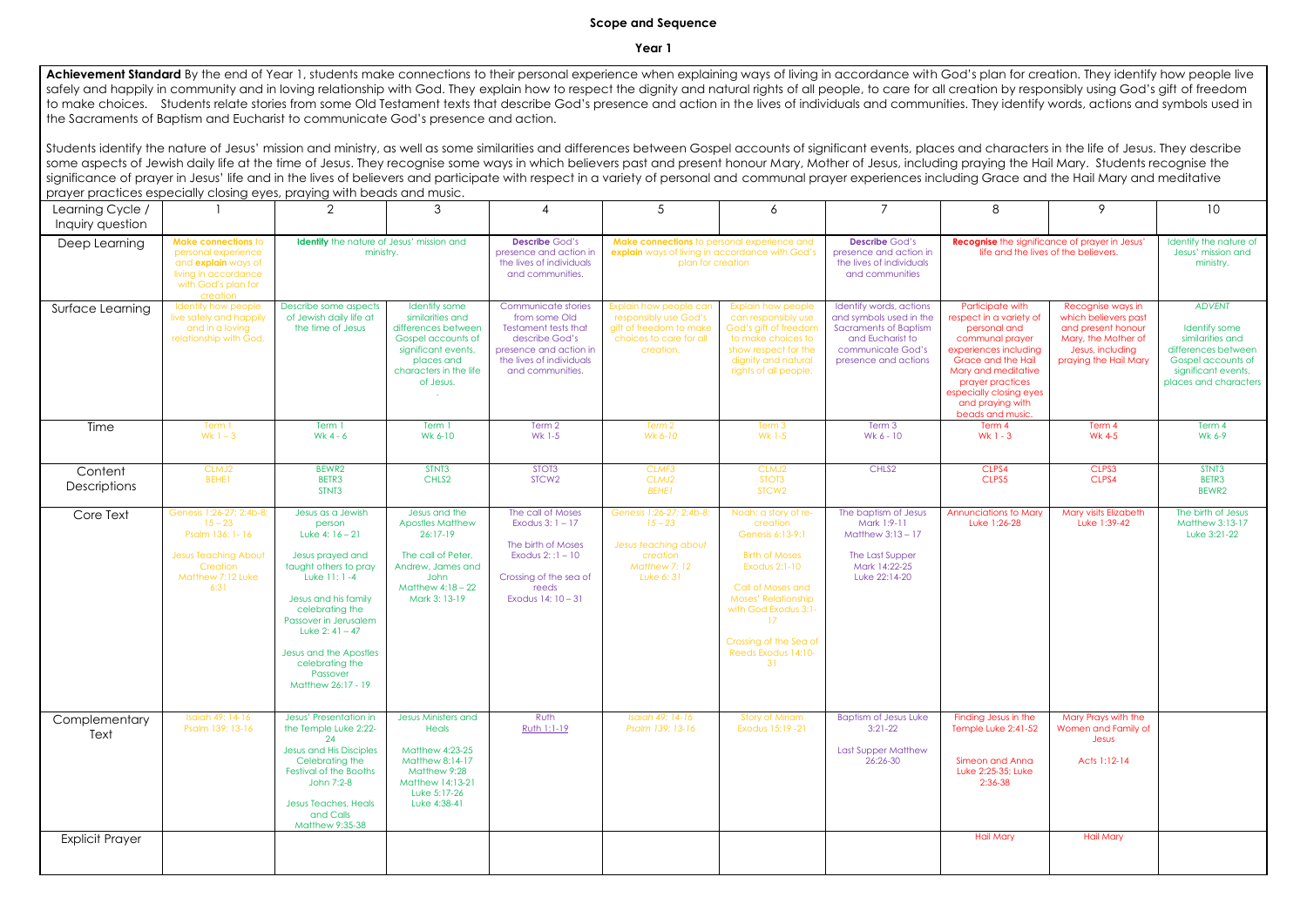**Scope and Sequence**

**Year 1**

**Achievement Standard** By the end of Year 1, students make connections to their personal experience when explaining ways of living in accordance with God's plan for creation. They identify how people live safely and happily in community and in loving relationship with God. They explain how to respect the dignity and natural rights of all people, to care for all creation by responsibly using God's gift of freedom to make choices. Students relate stories from some Old Testament texts that describe God's presence and action in the lives of individuals and communities. They identify words, actions and symbols used in the Sacraments of Baptism and Eucharist to communicate God's presence and action.

Students identify the nature of Jesus' mission and ministry, as well as some similarities and differences between Gospel accounts of significant events, places and characters in the life of Jesus. They describe some aspects of Jewish daily life at the time of Jesus. They recognise some ways in which believers past and present honour Mary, Mother of Jesus, including praying the Hail Mary. Students recognise the significance of prayer in Jesus' life and in the lives of believers and participate with respect in a variety of personal and communal prayer experiences including Grace and the Hail Mary and meditative prayer practices especially closing eyes, praying with beads and music.

| Learning Cycle / Inquiry question | 1 | 2 | 3 | 4 | 5 | 6 | 7 | 8 | 9 | 10 |
|---|---|---|---|---|---|---|---|---|---|---|
| Deep Learning | **Make connections** to personal experience and **explain** ways of living in accordance with God's plan for creation | **Identify** the nature of Jesus' mission and ministry. | | **Describe** God's presence and action in the lives of individuals and communities. | **Make connections** to personal experience and **explain** ways of living in accordance with God's plan for creation | | **Describe** God's presence and action in the lives of individuals and communities | **Recognise** the significance of prayer in Jesus' life and the lives of the believers. | | Identify the nature of Jesus' mission and ministry. |
| Surface Learning | Identify how people live safely and happily and in a loving relationship with God. | Describe some aspects of Jewish daily life at the time of Jesus | Identify some similarities and differences between Gospel accounts of significant events, places and characters in the life of Jesus. | Communicate stories from some Old Testament texts that describe God's presence and action in the lives of individuals and communities. | Explain how people can responsibly use God's gift of freedom to make choices to care for all creation. | Explain how people can responsibly use God's gift of freedom to make choices to show respect for the dignity and natural rights of all people. | Identify words, actions and symbols used in the Sacraments of Baptism and Eucharist to communicate God's presence and actions | Participate with respect in a variety of personal and communal prayer experiences including Grace and the Hail Mary and meditative prayer practices especially closing eyes and praying with beads and music. | Recognise ways in which believers past and present honour Mary, the Mother of Jesus, including praying the Hail Mary | *ADVENT* Identify some similarities and differences between Gospel accounts of significant events, places and characters |
| Time | Term 1 Wk 1 – 3 | Term 1 Wk 4 - 6 | Term 1 Wk 6-10 | Term 2 Wk 1-5 | *Term 2 Wk 6-10* | Term 3 Wk 1-5 | Term 3 Wk 6 - 10 | Term 4 Wk 1 - 3 | Term 4 Wk 4-5 | Term 4 Wk 6-9 |
| Content Descriptions | CLMJ2 BEHE1 | BEWR2 BETR3 STNT3 | STNT3 CHLS2 | STOT3 STCW2 | *CLMF3 CLMJ2 BEHE1* | CLMJ2 STOT3 STCW2 | CHLS2 | CLPS4 CLPS5 | CLPS3 CLPS4 | STNT3 BETR3 BEWR2 |
| Core Text | Genesis 1:26-27; 2:4b-8; 15 – 23 Psalm 136: 1-16 Jesus Teaching About Creation Matthew 7:12 Luke 6:31 | Jesus as a Jewish person Luke 4: 16 – 21 Jesus prayed and taught others to pray Luke 11: 1 -4 Jesus and his family celebrating the Passover in Jerusalem Luke 2: 41 – 47 Jesus and the Apostles celebrating the Passover Matthew 26:17 - 19 | Jesus and the Apostles Matthew 26:17-19 The call of Peter, Andrew, James and John Matthew 4:18 – 22 Mark 3: 13-19 | The call of Moses Exodus 3: 1 – 17 The birth of Moses Exodus 2: :1 – 10 Crossing of the sea of reeds Exodus 14: 10 – 31 | *Genesis 1:26-27; 2:4b-8; 15 – 23 Jesus teaching about creation Matthew 7: 12 Luke 6: 31* | Noah: a story of re-creation Genesis 6:13-9:1 Birth of Moses Exodus 2:1-10 Call of Moses and Moses' Relationship with God Exodus 3:1-17 Crossing of the Sea of Reeds Exodus 14:10-31 | The baptism of Jesus Mark 1:9-11 Matthew 3:13 – 17 The Last Supper Mark 14:22-25 Luke 22:14-20 | Annunciations to Mary Luke 1:26-28 | Mary visits Elizabeth Luke 1:39-42 | The birth of Jesus Matthew 3:13-17 Luke 3:21-22 |
| Complementary Text | Isaiah 49: 14-16 Psalm 139: 13-16 | Jesus' Presentation in the Temple Luke 2:22-24 Jesus and His Disciples Celebrating the Festival of the Booths John 7:2-8 Jesus Teaches, Heals and Calls Matthew 9:35-38 | Jesus Ministers and Heals Matthew 4:23-25 Matthew 8:14-17 Matthew 9:28 Matthew 14:13-21 Luke 5:17-26 Luke 4:38-41 | Ruth Ruth 1:1-19 | *Isaiah 49: 14-16 Psalm 139: 13-16* | Story of Miriam Exodus 15:19 -21 | Baptism of Jesus Luke 3:21-22 Last Supper Matthew 26:26-30 | Finding Jesus in the Temple Luke 2:41-52 Simeon and Anna Luke 2:25-35; Luke 2:36-38 | Mary Prays with the Women and Family of Jesus Acts 1:12-14 | |
| Explicit Prayer | | | | | | | | Hail Mary | Hail Mary | |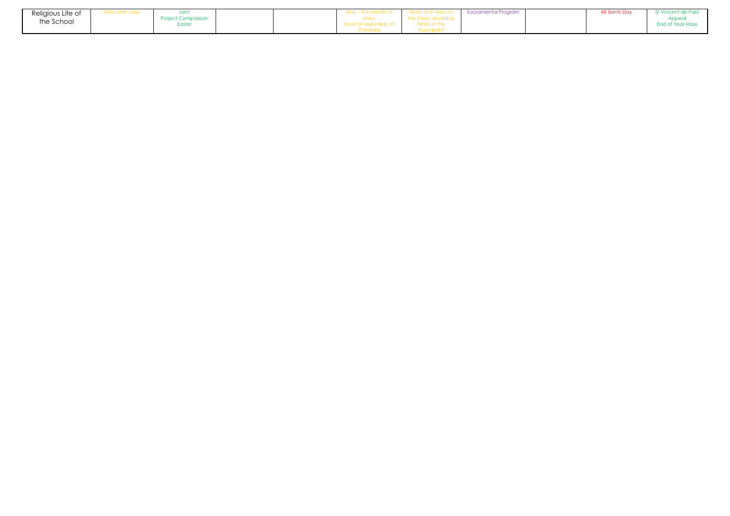| | | | | | | | | | | |
|---|---|---|---|---|---|---|---|---|---|---|
| Religious Life of the School | Welcome Mass | Lent<br>Project Compassion<br>Easter | | | May – the month of Mary<br>Feast of Mary Help of Christians | Feast of St Mary of the Cross MacKillop<br>Feast of the Assumption | Sacramental Program | | All Saints Day | St Vincent de Paul Appeal<br>End of Year Mass |